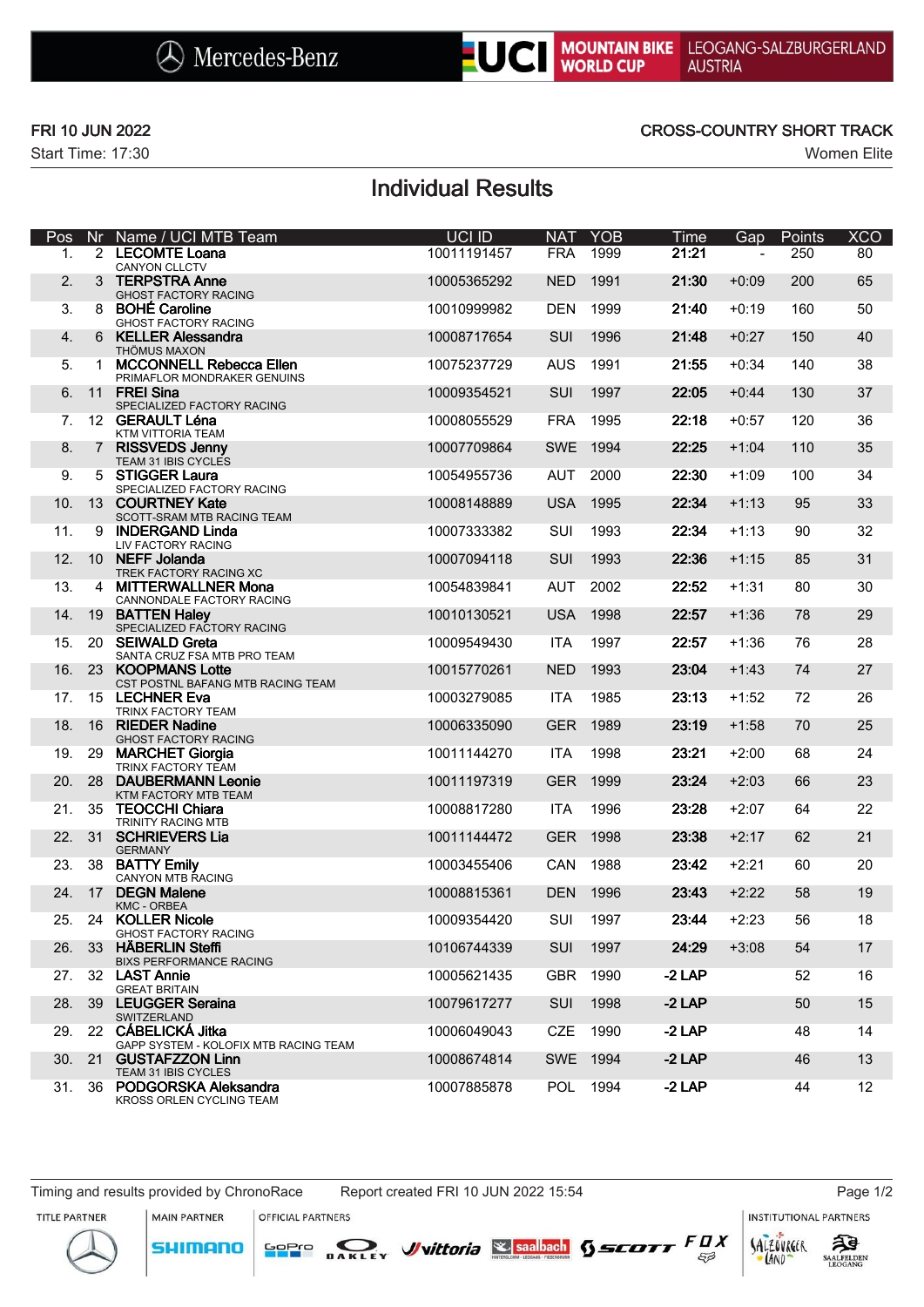Mercedes-Benz | UCI MOUNTAIN BIKE WORLD CUP | LEOGANG-SALZBURGERLAND AUSTRIA

FRI 10 JUN 2022
Start Time: 17:30

CROSS-COUNTRY SHORT TRACK
Women Elite

# Individual Results

| Pos | Nr | Name / UCI MTB Team | UCI ID | NAT | YOB | Time | Gap | Points | XCO |
|---|---|---|---|---|---|---|---|---|---|
| 1. | 2 | **LECOMTE Loana**<br>CANYON CLLCTV | 10011191457 | FRA | 1999 | **21:21** | - | 250 | 80 |
| 2. | 3 | **TERPSTRA Anne**<br>GHOST FACTORY RACING | 10005365292 | NED | 1991 | **21:30** | +0:09 | 200 | 65 |
| 3. | 8 | **BOHÉ Caroline**<br>GHOST FACTORY RACING | 10010999982 | DEN | 1999 | **21:40** | +0:19 | 160 | 50 |
| 4. | 6 | **KELLER Alessandra**<br>THÖMUS MAXON | 10008717654 | SUI | 1996 | **21:48** | +0:27 | 150 | 40 |
| 5. | 1 | **MCCONNELL Rebecca Ellen**<br>PRIMAFLOR MONDRAKER GENUINS | 10075237729 | AUS | 1991 | **21:55** | +0:34 | 140 | 38 |
| 6. | 11 | **FREI Sina**<br>SPECIALIZED FACTORY RACING | 10009354521 | SUI | 1997 | **22:05** | +0:44 | 130 | 37 |
| 7. | 12 | **GERAULT Léna**<br>KTM VITTORIA TEAM | 10008055529 | FRA | 1995 | **22:18** | +0:57 | 120 | 36 |
| 8. | 7 | **RISSVEDS Jenny**<br>TEAM 31 IBIS CYCLES | 10007709864 | SWE | 1994 | **22:25** | +1:04 | 110 | 35 |
| 9. | 5 | **STIGGER Laura**<br>SPECIALIZED FACTORY RACING | 10054955736 | AUT | 2000 | **22:30** | +1:09 | 100 | 34 |
| 10. | 13 | **COURTNEY Kate**<br>SCOTT-SRAM MTB RACING TEAM | 10008148889 | USA | 1995 | **22:34** | +1:13 | 95 | 33 |
| 11. | 9 | **INDERGAND Linda**<br>LIV FACTORY RACING | 10007333382 | SUI | 1993 | **22:34** | +1:13 | 90 | 32 |
| 12. | 10 | **NEFF Jolanda**<br>TREK FACTORY RACING XC | 10007094118 | SUI | 1993 | **22:36** | +1:15 | 85 | 31 |
| 13. | 4 | **MITTERWALLNER Mona**<br>CANNONDALE FACTORY RACING | 10054839841 | AUT | 2002 | **22:52** | +1:31 | 80 | 30 |
| 14. | 19 | **BATTEN Haley**<br>SPECIALIZED FACTORY RACING | 10010130521 | USA | 1998 | **22:57** | +1:36 | 78 | 29 |
| 15. | 20 | **SEIWALD Greta**<br>SANTA CRUZ FSA MTB PRO TEAM | 10009549430 | ITA | 1997 | **22:57** | +1:36 | 76 | 28 |
| 16. | 23 | **KOOPMANS Lotte**<br>CST POSTNL BAFANG MTB RACING TEAM | 10015770261 | NED | 1993 | **23:04** | +1:43 | 74 | 27 |
| 17. | 15 | **LECHNER Eva**<br>TRINX FACTORY TEAM | 10003279085 | ITA | 1985 | **23:13** | +1:52 | 72 | 26 |
| 18. | 16 | **RIEDER Nadine**<br>GHOST FACTORY RACING | 10006335090 | GER | 1989 | **23:19** | +1:58 | 70 | 25 |
| 19. | 29 | **MARCHET Giorgia**<br>TRINX FACTORY TEAM | 10011144270 | ITA | 1998 | **23:21** | +2:00 | 68 | 24 |
| 20. | 28 | **DAUBERMANN Leonie**<br>KTM FACTORY MTB TEAM | 10011197319 | GER | 1999 | **23:24** | +2:03 | 66 | 23 |
| 21. | 35 | **TEOCCHI Chiara**<br>TRINITY RACING MTB | 10008817280 | ITA | 1996 | **23:28** | +2:07 | 64 | 22 |
| 22. | 31 | **SCHRIEVERS Lia**<br>GERMANY | 10011144472 | GER | 1998 | **23:38** | +2:17 | 62 | 21 |
| 23. | 38 | **BATTY Emily**<br>CANYON MTB RACING | 10003455406 | CAN | 1988 | **23:42** | +2:21 | 60 | 20 |
| 24. | 17 | **DEGN Malene**<br>KMC - ORBEA | 10008815361 | DEN | 1996 | **23:43** | +2:22 | 58 | 19 |
| 25. | 24 | **KOLLER Nicole**<br>GHOST FACTORY RACING | 10009354420 | SUI | 1997 | **23:44** | +2:23 | 56 | 18 |
| 26. | 33 | **HÄBERLIN Steffi**<br>BIXS PERFORMANCE RACING | 10106744339 | SUI | 1997 | **24:29** | +3:08 | 54 | 17 |
| 27. | 32 | **LAST Annie**<br>GREAT BRITAIN | 10005621435 | GBR | 1990 | **-2 LAP** | | 52 | 16 |
| 28. | 39 | **LEUGGER Seraina**<br>SWITZERLAND | 10079617277 | SUI | 1998 | **-2 LAP** | | 50 | 15 |
| 29. | 22 | **CÁBELICKÁ Jitka**<br>GAPP SYSTEM - KOLOFIX MTB RACING TEAM | 10006049043 | CZE | 1990 | **-2 LAP** | | 48 | 14 |
| 30. | 21 | **GUSTAFZZON Linn**<br>TEAM 31 IBIS CYCLES | 10008674814 | SWE | 1994 | **-2 LAP** | | 46 | 13 |
| 31. | 36 | **PODGORSKA Aleksandra**<br>KROSS ORLEN CYCLING TEAM | 10007885878 | POL | 1994 | **-2 LAP** | | 44 | 12 |

Timing and results provided by ChronoRace — Report created FRI 10 JUN 2022 15:54

TITLE PARTNER — MAIN PARTNER — OFFICIAL PARTNERS — INSTITUTIONAL PARTNERS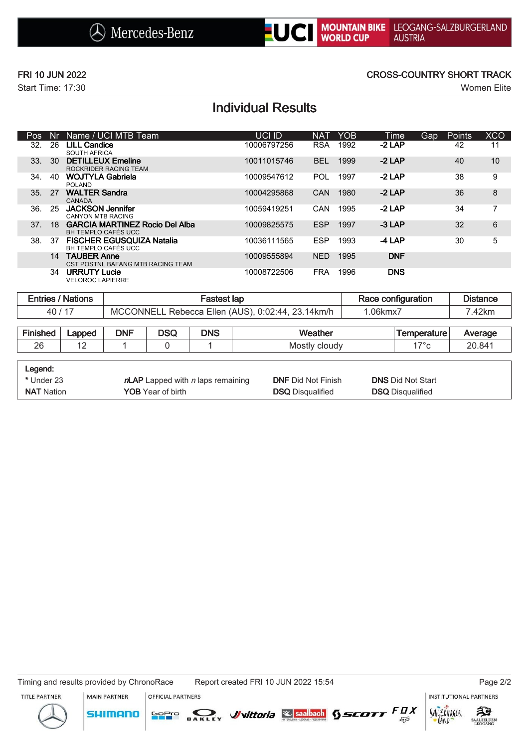FRI 10 JUN 2022

Start Time: 17:30

CROSS-COUNTRY SHORT TRACK

Women Elite

# Individual Results

| Pos | Nr | Name / UCI MTB Team | UCI ID | NAT | YOB | Time | Gap | Points | XCO |
|---|---|---|---|---|---|---|---|---|---|
| 32. | 26 | **LILL Candice**<br>SOUTH AFRICA | 10006797256 | RSA | 1992 | **-2 LAP** | | 42 | 11 |
| 33. | 30 | **DETILLEUX Emeline**<br>ROCKRIDER RACING TEAM | 10011015746 | BEL | 1999 | **-2 LAP** | | 40 | 10 |
| 34. | 40 | **WOJTYLA Gabriela**<br>POLAND | 10009547612 | POL | 1997 | **-2 LAP** | | 38 | 9 |
| 35. | 27 | **WALTER Sandra**<br>CANADA | 10004295868 | CAN | 1980 | **-2 LAP** | | 36 | 8 |
| 36. | 25 | **JACKSON Jennifer**<br>CANYON MTB RACING | 10059419251 | CAN | 1995 | **-2 LAP** | | 34 | 7 |
| 37. | 18 | **GARCIA MARTINEZ Rocio Del Alba**<br>BH TEMPLO CAFÉS UCC | 10009825575 | ESP | 1997 | **-3 LAP** | | 32 | 6 |
| 38. | 37 | **FISCHER EGUSQUIZA Natalia**<br>BH TEMPLO CAFÉS UCC | 10036111565 | ESP | 1993 | **-4 LAP** | | 30 | 5 |
| | 14 | **TAUBER Anne**<br>CST POSTNL BAFANG MTB RACING TEAM | 10009555894 | NED | 1995 | **DNF** | | | |
| | 34 | **URRUTY Lucie**<br>VELOROC LAPIERRE | 10008722506 | FRA | 1996 | **DNS** | | | |

| Entries / Nations | Fastest lap | Race configuration | Distance |
|---|---|---|---|
| 40 / 17 | MCCONNELL Rebecca Ellen (AUS), 0:02:44, 23.14km/h | 1.06kmx7 | 7.42km |

| Finished | Lapped | DNF | DSQ | DNS | Weather | Temperature | Average |
|---|---|---|---|---|---|---|---|
| 26 | 12 | 1 | 0 | 1 | Mostly cloudy | 17°c | 20.841 |

Legend:

* Under 23 — **NAT** Nation
*n***LAP** Lapped with *n* laps remaining — **YOB** Year of birth
**DNF** Did Not Finish — **DSQ** Disqualified
**DNS** Did Not Start — **DSQ** Disqualified

Timing and results provided by ChronoRace — Report created FRI 10 JUN 2022 15:54